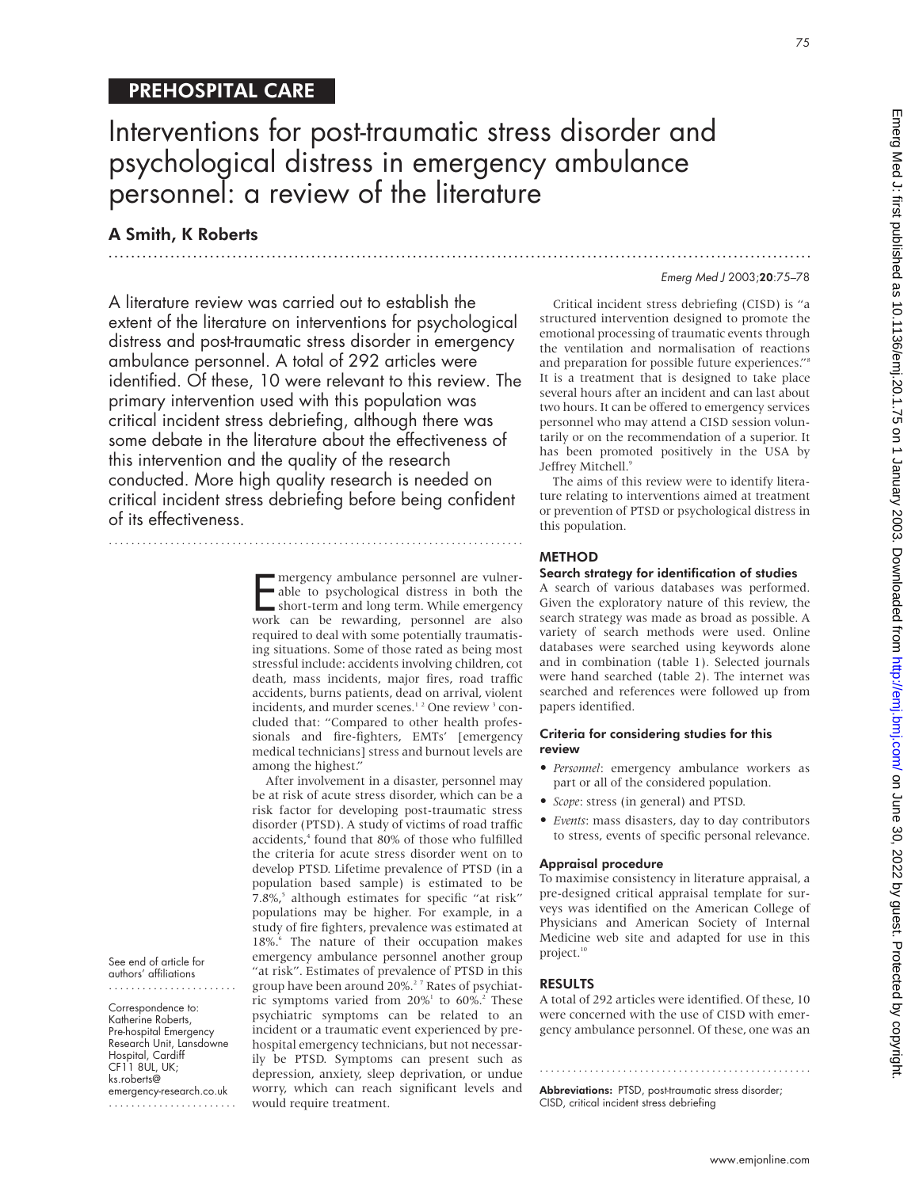PREHOSPITAL CARE

# Interventions for post-traumatic stress disorder and psychological distress in emergency ambulance personnel: a review of the literature

## A Smith, K Roberts

A literature review was carried out to establish the extent of the literature on interventions for psychological distress and post-traumatic stress disorder in emergency ambulance personnel. A total of 292 articles were identified. Of these, 10 were relevant to this review. The primary intervention used with this population was critical incident stress debriefing, although there was some debate in the literature about the effectiveness of this intervention and the quality of the research conducted. More high quality research is needed on critical incident stress debriefing before being confident of its effectiveness.

See end of article for authors' affiliations

Correspondence to: Katherine Roberts, Pre-hospital Emergency Research Unit, Lansdowne Hospital, Cardiff CF11 8UL, UK; ks.roberts@emergency-research.co.uk

Emergency ambulance personnel are vulnerable to psychological distress in both the short-term and long term. While emergency work can be rewarding, personnel are also required to deal with some potentially traumatising situations. Some of those rated as being most stressful include: accidents involving children, cot death, mass incidents, major fires, road traffic accidents, burns patients, dead on arrival, violent incidents, and murder scenes.[1 2] One review [3] concluded that: "Compared to other health professionals and fire-fighters, EMTs' [emergency medical technicians] stress and burnout levels are among the highest."

After involvement in a disaster, personnel may be at risk of acute stress disorder, which can be a risk factor for developing post-traumatic stress disorder (PTSD). A study of victims of road traffic accidents,[4] found that 80% of those who fulfilled the criteria for acute stress disorder went on to develop PTSD. Lifetime prevalence of PTSD (in a population based sample) is estimated to be 7.8%,[5] although estimates for specific "at risk" populations may be higher. For example, in a study of fire fighters, prevalence was estimated at 18%.[6] The nature of their occupation makes emergency ambulance personnel another group "at risk". Estimates of prevalence of PTSD in this group have been around 20%.[2 7] Rates of psychiatric symptoms varied from 20%[1] to 60%.[2] These psychiatric symptoms can be related to an incident or a traumatic event experienced by prehospital emergency technicians, but not necessarily be PTSD. Symptoms can present such as depression, anxiety, sleep deprivation, or undue worry, which can reach significant levels and would require treatment.

Critical incident stress debriefing (CISD) is "a structured intervention designed to promote the emotional processing of traumatic events through the ventilation and normalisation of reactions and preparation for possible future experiences."[8] It is a treatment that is designed to take place several hours after an incident and can last about two hours. It can be offered to emergency services personnel who may attend a CISD session voluntarily or on the recommendation of a superior. It has been promoted positively in the USA by Jeffrey Mitchell.[9]

The aims of this review were to identify literature relating to interventions aimed at treatment or prevention of PTSD or psychological distress in this population.

## METHOD

### Search strategy for identification of studies

A search of various databases was performed. Given the exploratory nature of this review, the search strategy was made as broad as possible. A variety of search methods were used. Online databases were searched using keywords alone and in combination (table 1). Selected journals were hand searched (table 2). The internet was searched and references were followed up from papers identified.

### Criteria for considering studies for this review

- *Personnel*: emergency ambulance workers as part or all of the considered population.
- *Scope*: stress (in general) and PTSD.
- *Events*: mass disasters, day to day contributors to stress, events of specific personal relevance.

### Appraisal procedure

To maximise consistency in literature appraisal, a pre-designed critical appraisal template for surveys was identified on the American College of Physicians and American Society of Internal Medicine web site and adapted for use in this project.[10]

## RESULTS

A total of 292 articles were identified. Of these, 10 were concerned with the use of CISD with emergency ambulance personnel. Of these, one was an

**Abbreviations:** PTSD, post-traumatic stress disorder; CISD, critical incident stress debriefing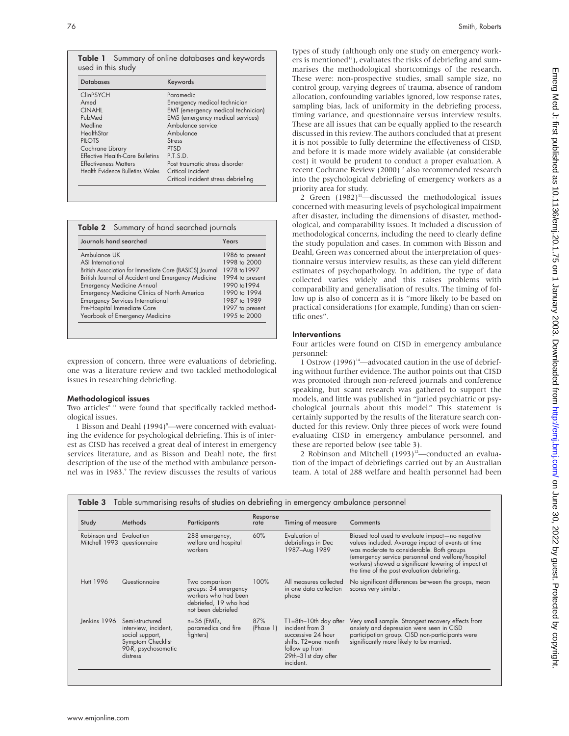**Table 1** Summary of online databases and keywords used in this study

| Databases | Keywords |
|---|---|
| ClinPSYCH | Paramedic |
| Amed | Emergency medical technician |
| CINAHL | EMT (emergency medical technician) |
| PubMed | EMS (emergency medical services) |
| Medline | Ambulance service |
| HealthStar | Ambulance |
| PILOTS | Stress |
| Cochrane Library | PTSD |
| Effective Health-Care Bulletins | P.T.S.D. |
| Effectiveness Matters | Post traumatic stress disorder |
| Health Evidence Bulletins Wales | Critical incident |
| | Critical incident stress debriefing |

**Table 2** Summary of hand searched journals

| Journals hand searched | Years |
|---|---|
| Ambulance UK | 1986 to present |
| ASI International | 1998 to 2000 |
| British Association for Immediate Care (BASICS) Journal | 1978 to1997 |
| British Journal of Accident and Emergency Medicine | 1994 to present |
| Emergency Medicine Annual | 1990 to1994 |
| Emergency Medicine Clinics of North America | 1990 to 1994 |
| Emergency Services International | 1987 to 1989 |
| Pre-Hospital Immediate Care | 1997 to present |
| Yearbook of Emergency Medicine | 1995 to 2000 |

expression of concern, three were evaluations of debriefing, one was a literature review and two tackled methodological issues in researching debriefing.

### Methodological issues

Two articles[8 11] were found that specifically tackled methodological issues.

1 Bisson and Deahl (1994)[8]—were concerned with evaluating the evidence for psychological debriefing. This is of interest as CISD has received a great deal of interest in emergency services literature, and as Bisson and Deahl note, the first description of the use of the method with ambulance personnel was in 1983.[9] The review discusses the results of various types of study (although only one study on emergency workers is mentioned[12]), evaluates the risks of debriefing and summarises the methodological shortcomings of the research. These were: non-prospective studies, small sample size, no control group, varying degrees of trauma, absence of random allocation, confounding variables ignored, low response rates, sampling bias, lack of uniformity in the debriefing process, timing variance, and questionnaire versus interview results. These are all issues that can be equally applied to the research discussed in this review. The authors concluded that at present it is not possible to fully determine the effectiveness of CISD, and before it is made more widely available (at considerable cost) it would be prudent to conduct a proper evaluation. A recent Cochrane Review (2000)[12] also recommended research into the psychological debriefing of emergency workers as a priority area for study.

2 Green (1982)[11]—discussed the methodological issues concerned with measuring levels of psychological impairment after disaster, including the dimensions of disaster, methodological, and comparability issues. It included a discussion of methodological concerns, including the need to clearly define the study population and cases. In common with Bisson and Deahl, Green was concerned about the interpretation of questionnaire versus interview results, as these can yield different estimates of psychopathology. In addition, the type of data collected varies widely and this raises problems with comparability and generalisation of results. The timing of follow up is also of concern as it is "more likely to be based on practical considerations (for example, funding) than on scientific ones".

### Interventions

Four articles were found on CISD in emergency ambulance personnel:

1 Ostrow (1996)[14]—advocated caution in the use of debriefing without further evidence. The author points out that CISD was promoted through non-refereed journals and conference speaking, but scant research was gathered to support the models, and little was published in "juried psychiatric or psychological journals about this model." This statement is certainly supported by the results of the literature search conducted for this review. Only three pieces of work were found evaluating CISD in emergency ambulance personnel, and these are reported below (see table 3).

2 Robinson and Mitchell (1993)[12]—conducted an evaluation of the impact of debriefings carried out by an Australian team. A total of 288 welfare and health personnel had been

**Table 3** Table summarising results of studies on debriefing in emergency ambulance personnel

| Study | Methods | Participants | Response rate | Timing of measure | Comments |
|---|---|---|---|---|---|
| Robinson and Mitchell 1993 | Evaluation questionnaire | 288 emergency, welfare and hospital workers | 60% | Evaluation of debriefings in Dec 1987–Aug 1989 | Biased tool used to evaluate impact—no negative values included. Average impact of events at time was moderate to considerable. Both groups (emergency service personnel and welfare/hospital workers) showed a significant lowering of impact at the time of the post evaluation debriefing. |
| Hutt 1996 | Questionnaire | Two comparison groups: 34 emergency workers who had been debriefed, 19 who had not been debriefed | 100% | All measures collected in one data collection phase | No significant differences between the groups, mean scores very similar. |
| Jenkins 1996 | Semi-structured interview, incident, social support, Symptom Checklist 90-R, psychosomatic distress | n=36 (EMTs, paramedics and fire fighters) | 87% (Phase 1) | T1=8th–10th day after incident from 3 successive 24 hour shifts. T2=one month follow up from 29th–31st day after incident. | Very small sample. Strongest recovery effects from anxiety and depression were seen in CISD participation group. CISD non-participants were significantly more likely to be married. |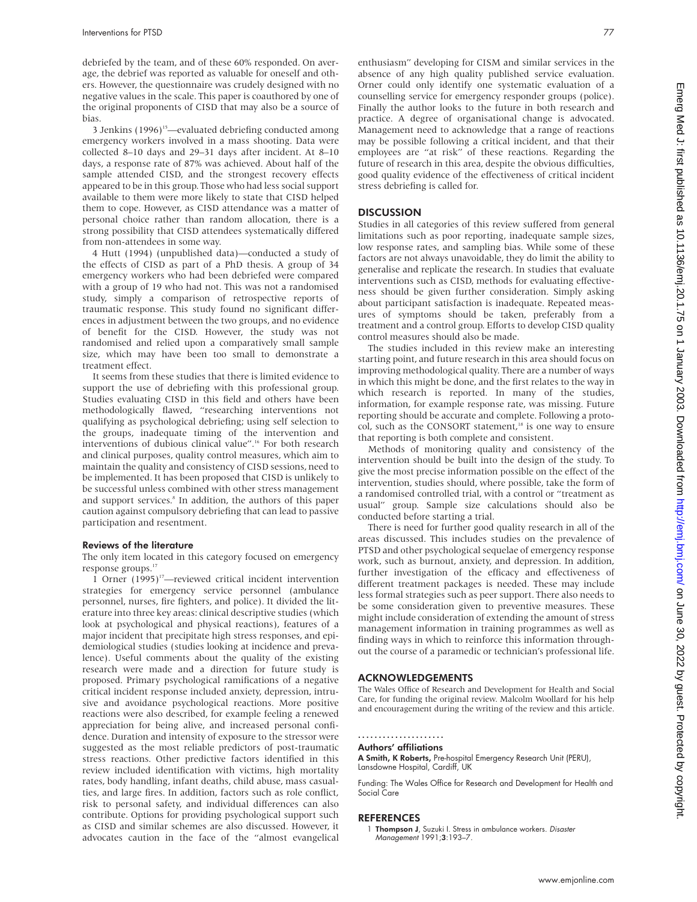debriefed by the team, and of these 60% responded. On average, the debrief was reported as valuable for oneself and others. However, the questionnaire was crudely designed with no negative values in the scale. This paper is coauthored by one of the original proponents of CISD that may also be a source of bias.

3 Jenkins (1996)[15]—evaluated debriefing conducted among emergency workers involved in a mass shooting. Data were collected 8–10 days and 29–31 days after incident. At 8–10 days, a response rate of 87% was achieved. About half of the sample attended CISD, and the strongest recovery effects appeared to be in this group. Those who had less social support available to them were more likely to state that CISD helped them to cope. However, as CISD attendance was a matter of personal choice rather than random allocation, there is a strong possibility that CISD attendees systematically differed from non-attendees in some way.

4 Hutt (1994) (unpublished data)—conducted a study of the effects of CISD as part of a PhD thesis. A group of 34 emergency workers who had been debriefed were compared with a group of 19 who had not. This was not a randomised study, simply a comparison of retrospective reports of traumatic response. This study found no significant differences in adjustment between the two groups, and no evidence of benefit for the CISD. However, the study was not randomised and relied upon a comparatively small sample size, which may have been too small to demonstrate a treatment effect.

It seems from these studies that there is limited evidence to support the use of debriefing with this professional group. Studies evaluating CISD in this field and others have been methodologically flawed, "researching interventions not qualifying as psychological debriefing; using self selection to the groups, inadequate timing of the intervention and interventions of dubious clinical value".[16] For both research and clinical purposes, quality control measures, which aim to maintain the quality and consistency of CISD sessions, need to be implemented. It has been proposed that CISD is unlikely to be successful unless combined with other stress management and support services.[8] In addition, the authors of this paper caution against compulsory debriefing that can lead to passive participation and resentment.

### Reviews of the literature

The only item located in this category focused on emergency response groups.[17]

1 Orner (1995)[17]—reviewed critical incident intervention strategies for emergency service personnel (ambulance personnel, nurses, fire fighters, and police). It divided the literature into three key areas: clinical descriptive studies (which look at psychological and physical reactions), features of a major incident that precipitate high stress responses, and epidemiological studies (studies looking at incidence and prevalence). Useful comments about the quality of the existing research were made and a direction for future study is proposed. Primary psychological ramifications of a negative critical incident response included anxiety, depression, intrusive and avoidance psychological reactions. More positive reactions were also described, for example feeling a renewed appreciation for being alive, and increased personal confidence. Duration and intensity of exposure to the stressor were suggested as the most reliable predictors of post-traumatic stress reactions. Other predictive factors identified in this review included identification with victims, high mortality rates, body handling, infant deaths, child abuse, mass casualties, and large fires. In addition, factors such as role conflict, risk to personal safety, and individual differences can also contribute. Options for providing psychological support such as CISD and similar schemes are also discussed. However, it advocates caution in the face of the "almost evangelical enthusiasm" developing for CISM and similar services in the absence of any high quality published service evaluation. Orner could only identify one systematic evaluation of a counselling service for emergency responder groups (police). Finally the author looks to the future in both research and practice. A degree of organisational change is advocated. Management need to acknowledge that a range of reactions may be possible following a critical incident, and that their employees are "at risk" of these reactions. Regarding the future of research in this area, despite the obvious difficulties, good quality evidence of the effectiveness of critical incident stress debriefing is called for.

## DISCUSSION

Studies in all categories of this review suffered from general limitations such as poor reporting, inadequate sample sizes, low response rates, and sampling bias. While some of these factors are not always unavoidable, they do limit the ability to generalise and replicate the research. In studies that evaluate interventions such as CISD, methods for evaluating effectiveness should be given further consideration. Simply asking about participant satisfaction is inadequate. Repeated measures of symptoms should be taken, preferably from a treatment and a control group. Efforts to develop CISD quality control measures should also be made.

The studies included in this review make an interesting starting point, and future research in this area should focus on improving methodological quality. There are a number of ways in which this might be done, and the first relates to the way in which research is reported. In many of the studies, information, for example response rate, was missing. Future reporting should be accurate and complete. Following a protocol, such as the CONSORT statement,[18] is one way to ensure that reporting is both complete and consistent.

Methods of monitoring quality and consistency of the intervention should be built into the design of the study. To give the most precise information possible on the effect of the intervention, studies should, where possible, take the form of a randomised controlled trial, with a control or "treatment as usual" group. Sample size calculations should also be conducted before starting a trial.

There is need for further good quality research in all of the areas discussed. This includes studies on the prevalence of PTSD and other psychological sequelae of emergency response work, such as burnout, anxiety, and depression. In addition, further investigation of the efficacy and effectiveness of different treatment packages is needed. These may include less formal strategies such as peer support. There also needs to be some consideration given to preventive measures. These might include consideration of extending the amount of stress management information in training programmes as well as finding ways in which to reinforce this information throughout the course of a paramedic or technician's professional life.

## ACKNOWLEDGEMENTS

The Wales Office of Research and Development for Health and Social Care, for funding the original review. Malcolm Woollard for his help and encouragement during the writing of the review and this article.

### Authors' affiliations

**A Smith, K Roberts,** Pre-hospital Emergency Research Unit (PERU), Lansdowne Hospital, Cardiff, UK

Funding: The Wales Office for Research and Development for Health and Social Care

## REFERENCES

1 **Thompson J**, Suzuki I. Stress in ambulance workers. *Disaster Management* 1991;**3**:193–7.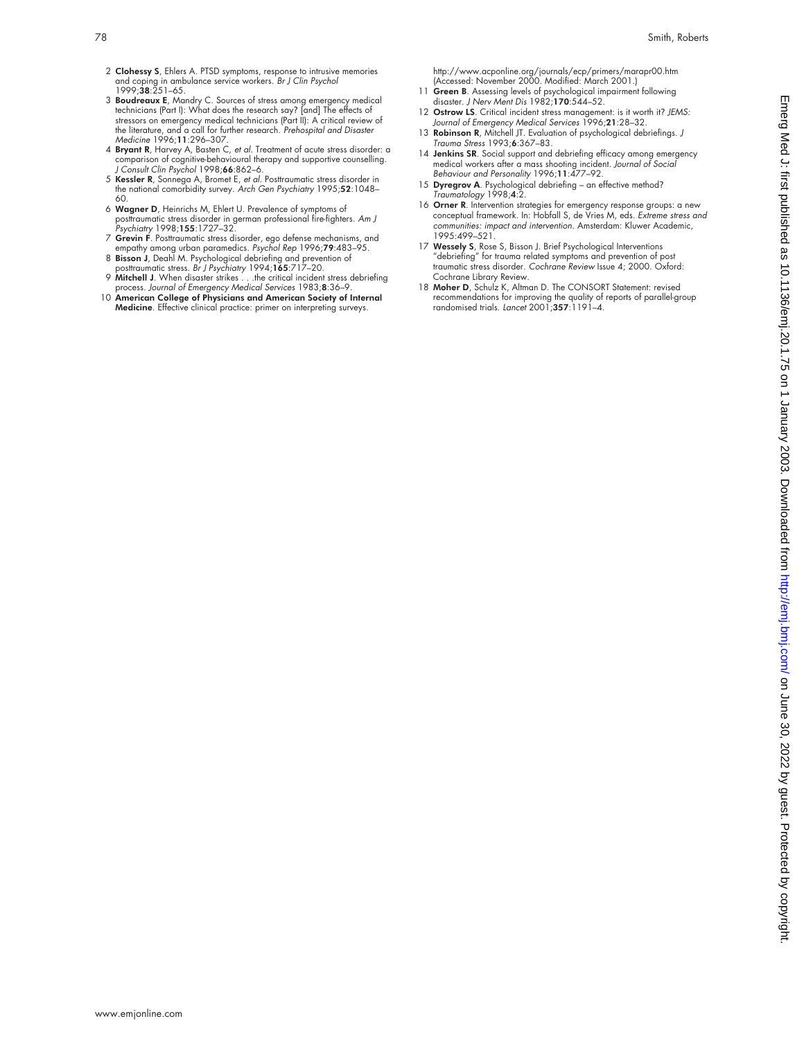2 **Clohessy S**, Ehlers A. PTSD symptoms, response to intrusive memories and coping in ambulance service workers. *Br J Clin Psychol* 1999;**38**:251–65.

3 **Boudreaux E**, Mandry C. Sources of stress among emergency medical technicians (Part I): What does the research say? [and] The effects of stressors on emergency medical technicians (Part II): A critical review of the literature, and a call for further research. *Prehospital and Disaster Medicine* 1996;**11**:296–307.

4 **Bryant R**, Harvey A, Basten C, *et al*. Treatment of acute stress disorder: a comparison of cognitive-behavioural therapy and supportive counselling. *J Consult Clin Psychol* 1998;**66**:862–6.

5 **Kessler R**, Sonnega A, Bromet E, *et al*. Posttraumatic stress disorder in the national comorbidity survey. *Arch Gen Psychiatry* 1995;**52**:1048–60.

6 **Wagner D**, Heinrichs M, Ehlert U. Prevalence of symptoms of posttraumatic stress disorder in german professional fire-fighters. *Am J Psychiatry* 1998;**155**:1727–32.

7 **Grevin F**. Posttraumatic stress disorder, ego defense mechanisms, and empathy among urban paramedics. *Psychol Rep* 1996;**79**:483–95.

8 **Bisson J**, Deahl M. Psychological debriefing and prevention of posttraumatic stress. *Br J Psychiatry* 1994;**165**:717–20.

9 **Mitchell J**. When disaster strikes . . .the critical incident stress debriefing process. *Journal of Emergency Medical Services* 1983;**8**:36–9.

10 **American College of Physicians and American Society of Internal Medicine**. Effective clinical practice: primer on interpreting surveys. http://www.acponline.org/journals/ecp/primers/marapr00.htm (Accessed: November 2000. Modified: March 2001.)

11 **Green B**. Assessing levels of psychological impairment following disaster. *J Nerv Ment Dis* 1982;**170**:544–52.

12 **Ostrow LS**. Critical incident stress management: is it worth it? *JEMS: Journal of Emergency Medical Services* 1996;**21**:28–32.

13 **Robinson R**, Mitchell JT. Evaluation of psychological debriefings. *J Trauma Stress* 1993;**6**:367–83.

14 **Jenkins SR**. Social support and debriefing efficacy among emergency medical workers after a mass shooting incident. *Journal of Social Behaviour and Personality* 1996;**11**:477–92.

15 **Dyregrov A**. Psychological debriefing – an effective method? *Traumatology* 1998;**4**:2.

16 **Orner R**. Intervention strategies for emergency response groups: a new conceptual framework. In: Hobfall S, de Vries M, eds. *Extreme stress and communities: impact and intervention*. Amsterdam: Kluwer Academic, 1995:499–521.

17 **Wessely S**, Rose S, Bisson J. Brief Psychological Interventions "debriefing" for trauma related symptoms and prevention of post traumatic stress disorder. *Cochrane Review* Issue 4; 2000. Oxford: Cochrane Library Review.

18 **Moher D**, Schulz K, Altman D. The CONSORT Statement: revised recommendations for improving the quality of reports of parallel-group randomised trials. *Lancet* 2001;**357**:1191–4.